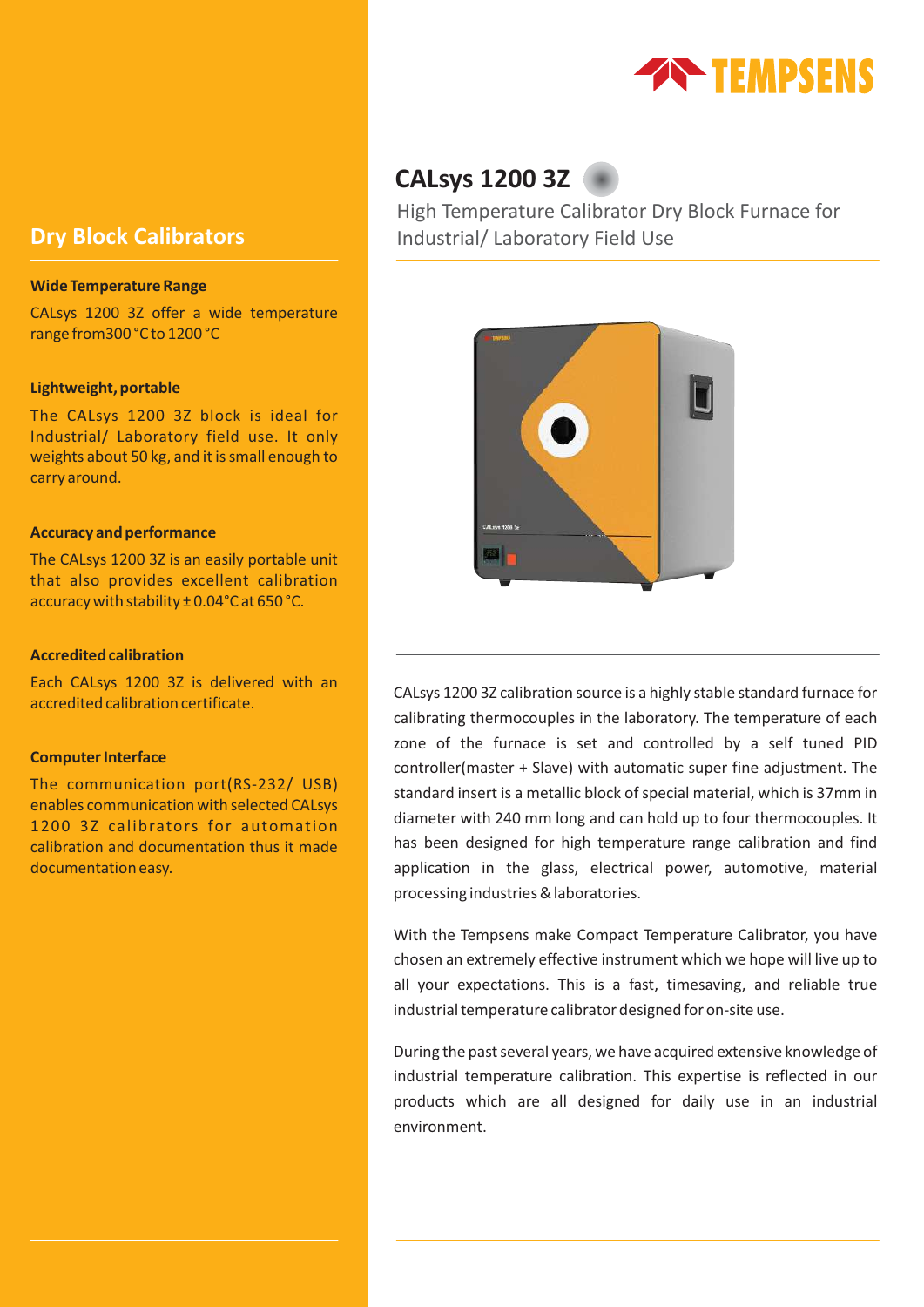# CALsys 1200 3Z

High Temperature Calibrator Dry Block Furnace for Industrial/ Laboratory Field Use

## Dry Block Calibrators

### Wide Temperature Range

CALsys 1200 3Z offer a wide temperature range from300 °C to 1200 °C

### Lightweight, portable

The CALsys 1200 3Z block is ideal for Industrial/ Laboratory field use. It only weights about 50 kg, and it is small enough to carry around.

### Accuracy and performance

The CALsys 1200 3Z is an easily portable unit that also provides excellent calibration accuracy with stability ± 0.04°C at 650 °C.

### Accredited calibration

Each CALsys 1200 3Z is delivered with an accredited calibration certificate.

### Computer Interface

The communication port(RS-232/ USB) enables communication with selected CALsys 1200 3Z calibrators for automation calibration and documentation thus it made documentation easy.

CALsys 1200 3Z calibration source is a highly stable standard furnace for calibrating thermocouples in the laboratory. The temperature of each zone of the furnace is set and controlled by a self tuned PID controller(master + Slave) with automatic super fine adjustment. The standard insert is a metallic block of special material, which is 37mm in diameter with 240 mm long and can hold up to four thermocouples. It has been designed for high temperature range calibration and find application in the glass, electrical power, automotive, material processing industries & laboratories.

With the Tempsens make Compact Temperature Calibrator, you have chosen an extremely effective instrument which we hope will live up to all your expectations. This is a fast, timesaving, and reliable true industrial temperature calibrator designed for on-site use.

During the past several years, we have acquired extensive knowledge of industrial temperature calibration. This expertise is reflected in our products which are all designed for daily use in an industrial environment.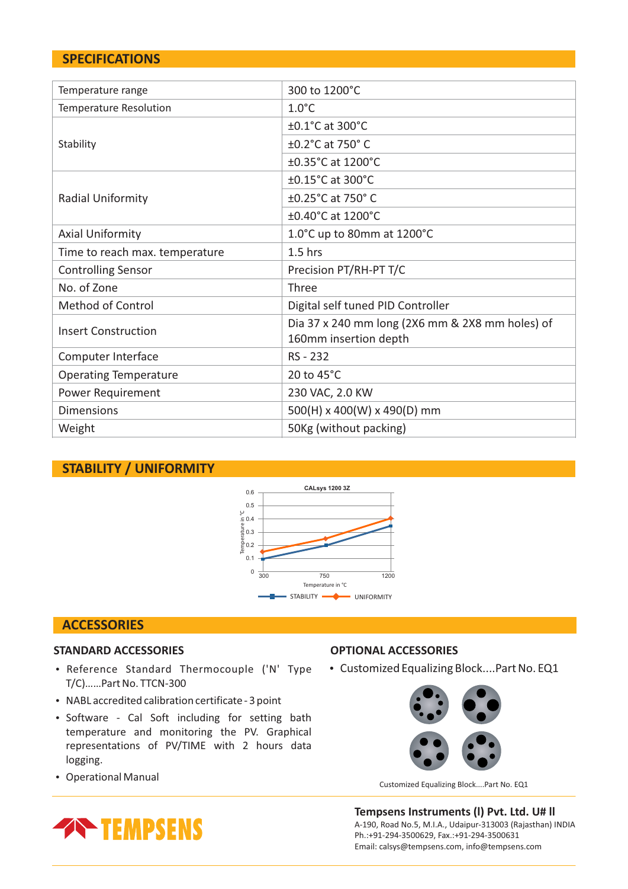## SPECIFICATIONS

| | |
|---|---|
| Temperature range | 300 to 1200°C |
| Temperature Resolution | 1.0°C |
| Stability | ±0.1°C at 300°C |
| | ±0.2°C at 750° C |
| | ±0.35°C at 1200°C |
| Radial Uniformity | ±0.15°C at 300°C |
| | ±0.25°C at 750° C |
| | ±0.40°C at 1200°C |
| Axial Uniformity | 1.0°C up to 80mm at 1200°C |
| Time to reach max. temperature | 1.5 hrs |
| Controlling Sensor | Precision PT/RH-PT T/C |
| No. of Zone | Three |
| Method of Control | Digital self tuned PID Controller |
| Insert Construction | Dia 37 x 240 mm long (2X6 mm & 2X8 mm holes) of 160mm insertion depth |
| Computer Interface | RS - 232 |
| Operating Temperature | 20 to 45°C |
| Power Requirement | 230 VAC, 2.0 KW |
| Dimensions | 500(H) x 400(W) x 490(D) mm |
| Weight | 50Kg (without packing) |

## STABILITY / UNIFORMITY

CALsys 1200 3Z

Temperature in °C

0.6
0.5
0.4
0.3
0.2
0.1
0

300
750
1200

Temperature in °C

STABILITY
UNIFORMITY

## ACCESSORIES

### STANDARD ACCESSORIES

- Reference Standard Thermocouple ('N' Type T/C)......Part No. TTCN-300
- NABL accredited calibration certificate - 3 point
- Software - Cal Soft including for setting bath temperature and monitoring the PV. Graphical representations of PV/TIME with 2 hours data logging.
- Operational Manual

### OPTIONAL ACCESSORIES

- Customized Equalizing Block....Part No. EQ1

Customized Equalizing Block....Part No. EQ1

TEMPSENS

**Tempsens Instruments (I) Pvt. Ltd. U# II**
A-190, Road No.5, M.I.A., Udaipur-313003 (Rajasthan) INDIA
Ph.:+91-294-3500629, Fax.:+91-294-3500631
Email: calsys@tempsens.com, info@tempsens.com